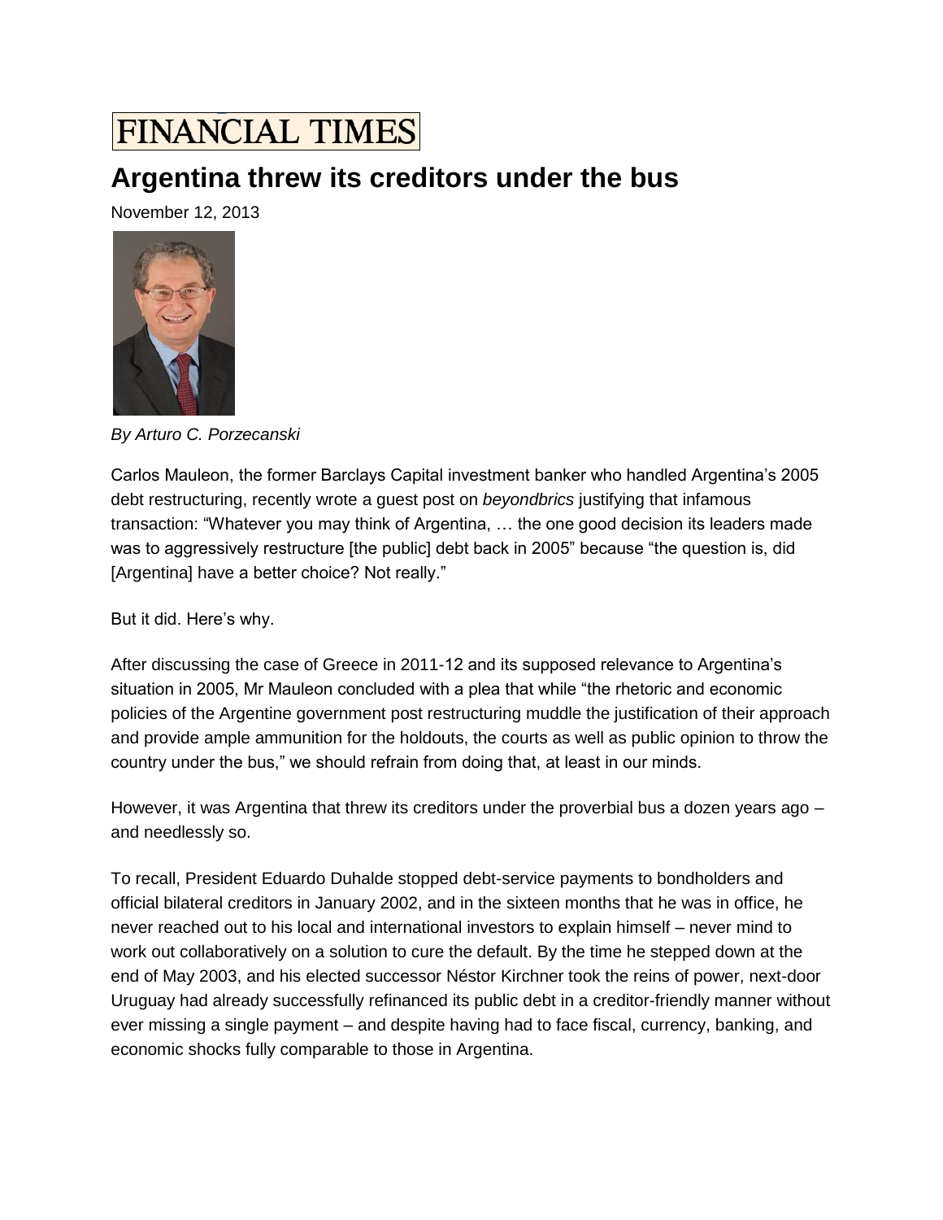FINANCIAL TIMES

# Argentina threw its creditors under the bus

November 12, 2013

*By Arturo C. Porzecanski*

Carlos Mauleon, the former Barclays Capital investment banker who handled Argentina's 2005 debt restructuring, recently wrote a guest post on *beyondbrics* justifying that infamous transaction: "Whatever you may think of Argentina, … the one good decision its leaders made was to aggressively restructure [the public] debt back in 2005" because "the question is, did [Argentina] have a better choice? Not really."

But it did. Here's why.

After discussing the case of Greece in 2011-12 and its supposed relevance to Argentina's situation in 2005, Mr Mauleon concluded with a plea that while "the rhetoric and economic policies of the Argentine government post restructuring muddle the justification of their approach and provide ample ammunition for the holdouts, the courts as well as public opinion to throw the country under the bus," we should refrain from doing that, at least in our minds.

However, it was Argentina that threw its creditors under the proverbial bus a dozen years ago – and needlessly so.

To recall, President Eduardo Duhalde stopped debt-service payments to bondholders and official bilateral creditors in January 2002, and in the sixteen months that he was in office, he never reached out to his local and international investors to explain himself – never mind to work out collaboratively on a solution to cure the default. By the time he stepped down at the end of May 2003, and his elected successor Néstor Kirchner took the reins of power, next-door Uruguay had already successfully refinanced its public debt in a creditor-friendly manner without ever missing a single payment – and despite having had to face fiscal, currency, banking, and economic shocks fully comparable to those in Argentina.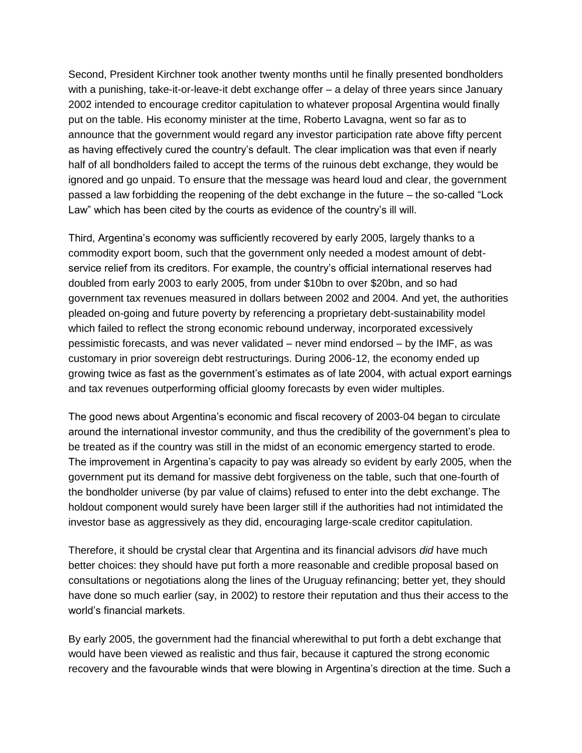Second, President Kirchner took another twenty months until he finally presented bondholders with a punishing, take-it-or-leave-it debt exchange offer – a delay of three years since January 2002 intended to encourage creditor capitulation to whatever proposal Argentina would finally put on the table. His economy minister at the time, Roberto Lavagna, went so far as to announce that the government would regard any investor participation rate above fifty percent as having effectively cured the country's default. The clear implication was that even if nearly half of all bondholders failed to accept the terms of the ruinous debt exchange, they would be ignored and go unpaid. To ensure that the message was heard loud and clear, the government passed a law forbidding the reopening of the debt exchange in the future – the so-called "Lock Law" which has been cited by the courts as evidence of the country's ill will.

Third, Argentina's economy was sufficiently recovered by early 2005, largely thanks to a commodity export boom, such that the government only needed a modest amount of debt-service relief from its creditors. For example, the country's official international reserves had doubled from early 2003 to early 2005, from under $10bn to over $20bn, and so had government tax revenues measured in dollars between 2002 and 2004. And yet, the authorities pleaded on-going and future poverty by referencing a proprietary debt-sustainability model which failed to reflect the strong economic rebound underway, incorporated excessively pessimistic forecasts, and was never validated – never mind endorsed – by the IMF, as was customary in prior sovereign debt restructurings. During 2006-12, the economy ended up growing twice as fast as the government's estimates as of late 2004, with actual export earnings and tax revenues outperforming official gloomy forecasts by even wider multiples.

The good news about Argentina's economic and fiscal recovery of 2003-04 began to circulate around the international investor community, and thus the credibility of the government's plea to be treated as if the country was still in the midst of an economic emergency started to erode. The improvement in Argentina's capacity to pay was already so evident by early 2005, when the government put its demand for massive debt forgiveness on the table, such that one-fourth of the bondholder universe (by par value of claims) refused to enter into the debt exchange. The holdout component would surely have been larger still if the authorities had not intimidated the investor base as aggressively as they did, encouraging large-scale creditor capitulation.

Therefore, it should be crystal clear that Argentina and its financial advisors *did* have much better choices: they should have put forth a more reasonable and credible proposal based on consultations or negotiations along the lines of the Uruguay refinancing; better yet, they should have done so much earlier (say, in 2002) to restore their reputation and thus their access to the world's financial markets.

By early 2005, the government had the financial wherewithal to put forth a debt exchange that would have been viewed as realistic and thus fair, because it captured the strong economic recovery and the favourable winds that were blowing in Argentina's direction at the time. Such a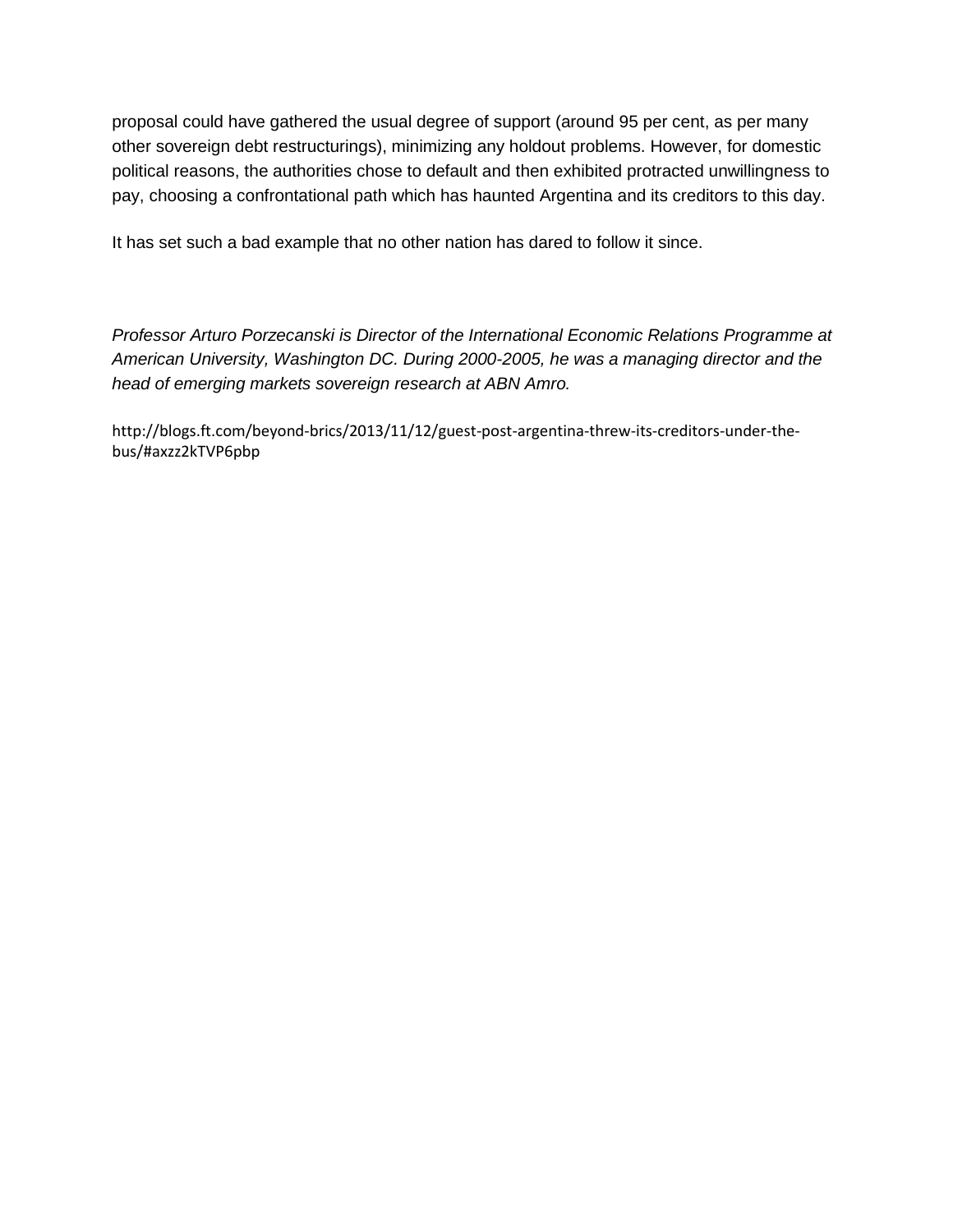proposal could have gathered the usual degree of support (around 95 per cent, as per many other sovereign debt restructurings), minimizing any holdout problems. However, for domestic political reasons, the authorities chose to default and then exhibited protracted unwillingness to pay, choosing a confrontational path which has haunted Argentina and its creditors to this day.

It has set such a bad example that no other nation has dared to follow it since.

*Professor Arturo Porzecanski is Director of the International Economic Relations Programme at American University, Washington DC. During 2000-2005, he was a managing director and the head of emerging markets sovereign research at ABN Amro.*

http://blogs.ft.com/beyond-brics/2013/11/12/guest-post-argentina-threw-its-creditors-under-the-bus/#axzz2kTVP6pbp